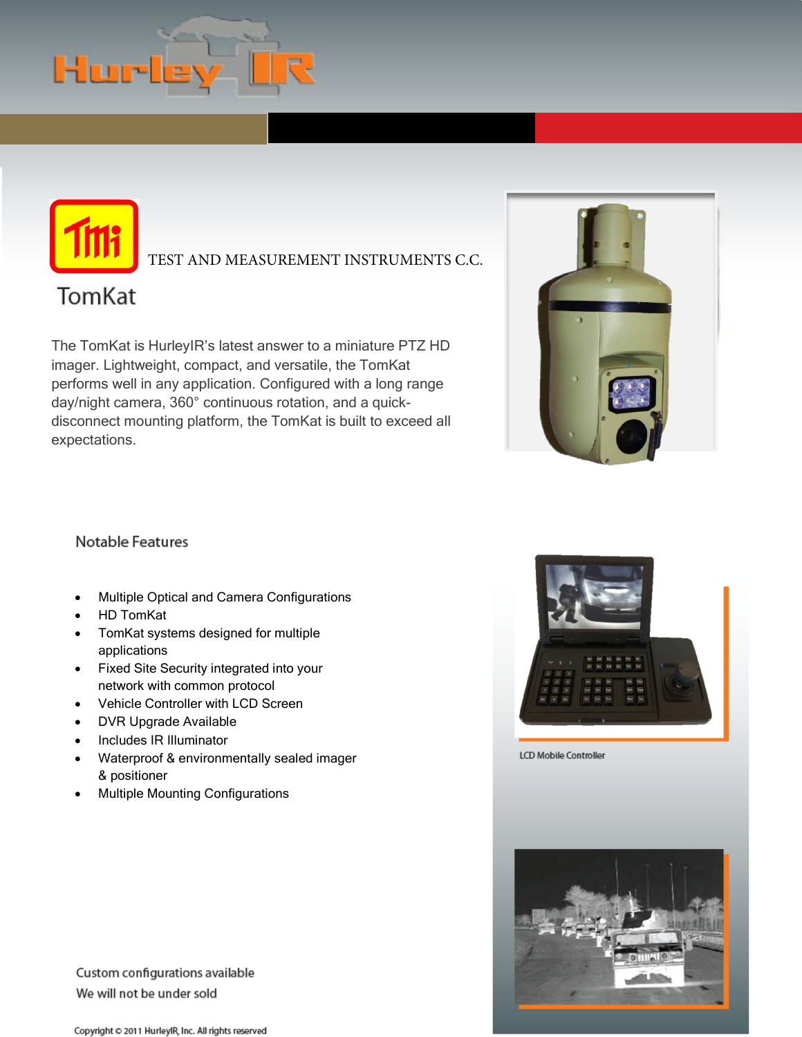TEST AND MEASUREMENT INSTRUMENTS C.C.

# TomKat

The TomKat is HurleyIR's latest answer to a miniature PTZ HD imager. Lightweight, compact, and versatile, the TomKat performs well in any application. Configured with a long range day/night camera, 360° continuous rotation, and a quick-disconnect mounting platform, the TomKat is built to exceed all expectations.

## Notable Features

- Multiple Optical and Camera Configurations
- HD TomKat
- TomKat systems designed for multiple applications
- Fixed Site Security integrated into your network with common protocol
- Vehicle Controller with LCD Screen
- DVR Upgrade Available
- Includes IR Illuminator
- Waterproof & environmentally sealed imager & positioner
- Multiple Mounting Configurations

LCD Mobile Controller

Custom configurations available

We will not be under sold

Copyright © 2011 HurleyIR, Inc. All rights reserved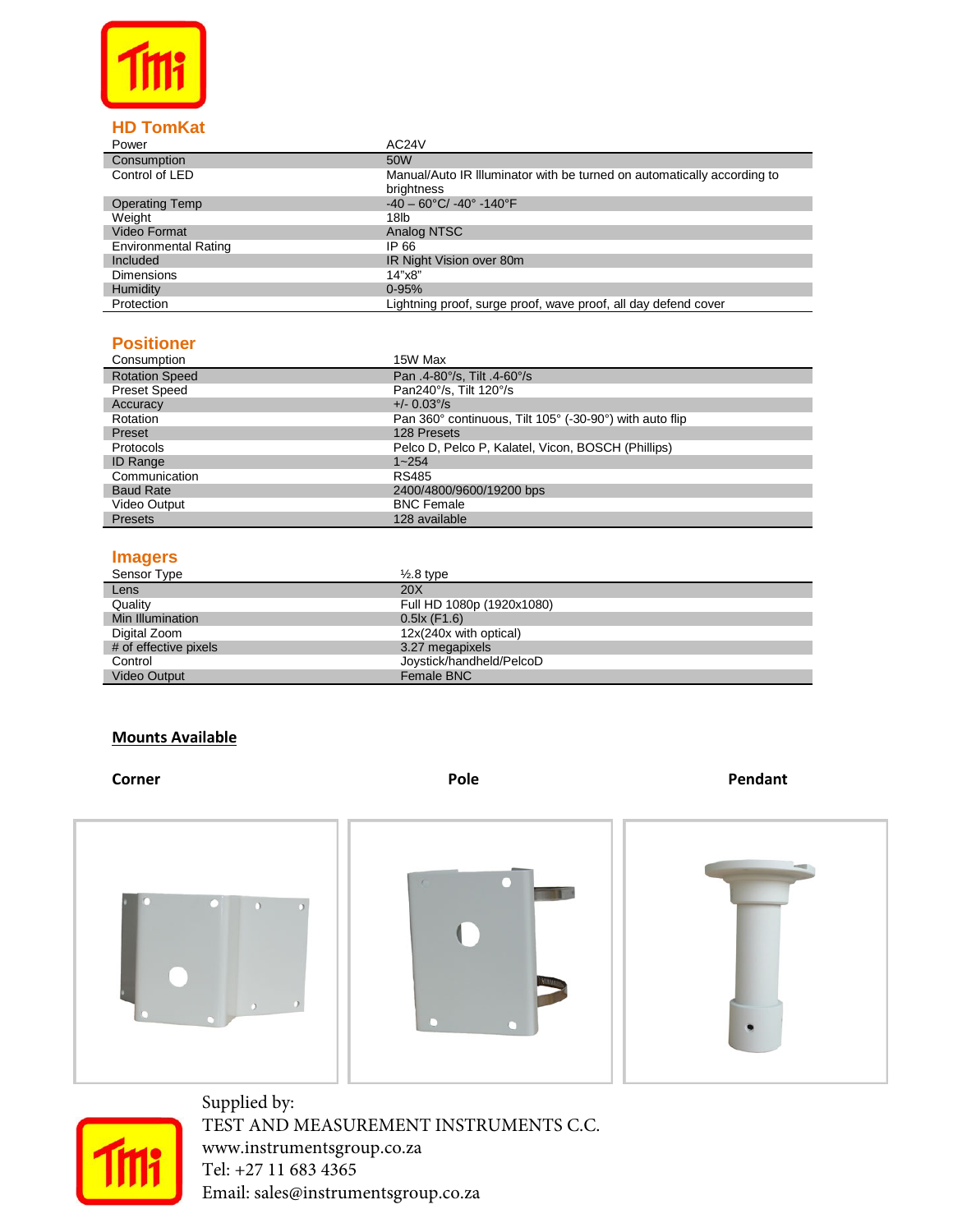## HD TomKat

| | |
|---|---|
| Power | AC24V |
| Consumption | 50W |
| Control of LED | Manual/Auto IR Illuminator with be turned on automatically according to brightness |
| Operating Temp | -40 – 60°C/ -40° -140°F |
| Weight | 18lb |
| Video Format | Analog NTSC |
| Environmental Rating | IP 66 |
| Included | IR Night Vision over 80m |
| Dimensions | 14"x8" |
| Humidity | 0-95% |
| Protection | Lightning proof, surge proof, wave proof, all day defend cover |

## Positioner

| | |
|---|---|
| Consumption | 15W Max |
| Rotation Speed | Pan .4-80°/s, Tilt .4-60°/s |
| Preset Speed | Pan240°/s, Tilt 120°/s |
| Accuracy | +/- 0.03°/s |
| Rotation | Pan 360° continuous, Tilt 105° (-30-90°) with auto flip |
| Preset | 128 Presets |
| Protocols | Pelco D, Pelco P, Kalatel, Vicon, BOSCH (Phillips) |
| ID Range | 1~254 |
| Communication | RS485 |
| Baud Rate | 2400/4800/9600/19200 bps |
| Video Output | BNC Female |
| Presets | 128 available |

## Imagers

| | |
|---|---|
| Sensor Type | ½.8 type |
| Lens | 20X |
| Quality | Full HD 1080p (1920x1080) |
| Min Illumination | 0.5lx (F1.6) |
| Digital Zoom | 12x(240x with optical) |
| # of effective pixels | 3.27 megapixels |
| Control | Joystick/handheld/PelcoD |
| Video Output | Female BNC |

**Mounts Available**

**Corner** **Pole** **Pendant**

Supplied by:
TEST AND MEASUREMENT INSTRUMENTS C.C.
www.instrumentsgroup.co.za
Tel: +27 11 683 4365
Email: sales@instrumentsgroup.co.za